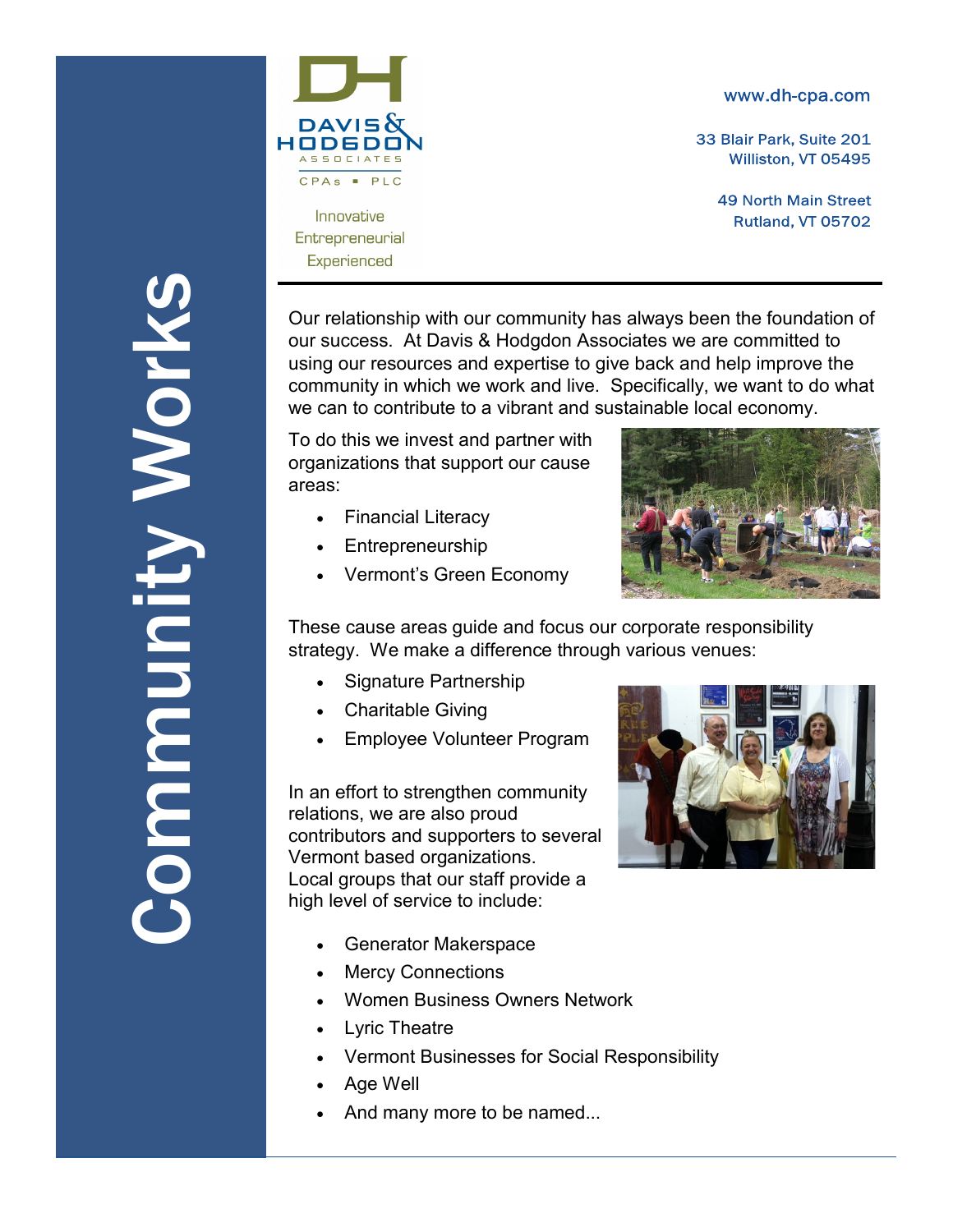# Community Works

**DAVIS & HODGDON ASSOCIATES**
CPAs ▪ PLC

Innovative
Entrepreneurial
Experienced

www.dh-cpa.com

33 Blair Park, Suite 201
Williston, VT 05495

49 North Main Street
Rutland, VT 05702

---

Our relationship with our community has always been the foundation of our success. At Davis & Hodgdon Associates we are committed to using our resources and expertise to give back and help improve the community in which we work and live. Specifically, we want to do what we can to contribute to a vibrant and sustainable local economy.

To do this we invest and partner with organizations that support our cause areas:

- Financial Literacy
- Entrepreneurship
- Vermont's Green Economy

These cause areas guide and focus our corporate responsibility strategy. We make a difference through various venues:

- Signature Partnership
- Charitable Giving
- Employee Volunteer Program

In an effort to strengthen community relations, we are also proud contributors and supporters to several Vermont based organizations. Local groups that our staff provide a high level of service to include:

- Generator Makerspace
- Mercy Connections
- Women Business Owners Network
- Lyric Theatre
- Vermont Businesses for Social Responsibility
- Age Well
- And many more to be named...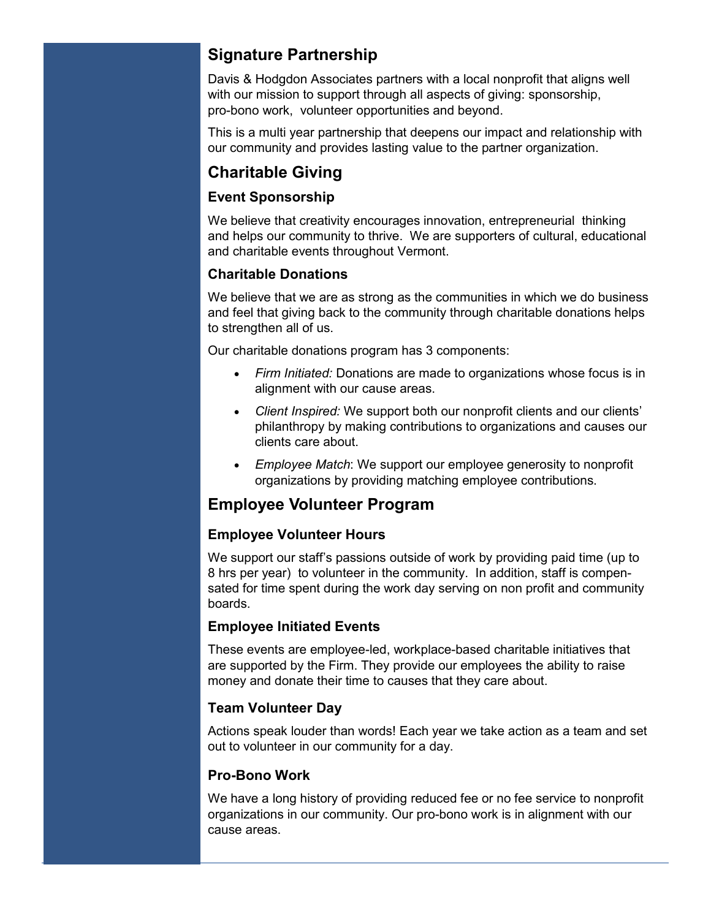## Signature Partnership

Davis & Hodgdon Associates partners with a local nonprofit that aligns well with our mission to support through all aspects of giving: sponsorship, pro-bono work, volunteer opportunities and beyond.

This is a multi year partnership that deepens our impact and relationship with our community and provides lasting value to the partner organization.

## Charitable Giving

### Event Sponsorship

We believe that creativity encourages innovation, entrepreneurial thinking and helps our community to thrive. We are supporters of cultural, educational and charitable events throughout Vermont.

### Charitable Donations

We believe that we are as strong as the communities in which we do business and feel that giving back to the community through charitable donations helps to strengthen all of us.

Our charitable donations program has 3 components:

- *Firm Initiated:* Donations are made to organizations whose focus is in alignment with our cause areas.
- *Client Inspired:* We support both our nonprofit clients and our clients' philanthropy by making contributions to organizations and causes our clients care about.
- *Employee Match*: We support our employee generosity to nonprofit organizations by providing matching employee contributions.

## Employee Volunteer Program

### Employee Volunteer Hours

We support our staff's passions outside of work by providing paid time (up to 8 hrs per year) to volunteer in the community. In addition, staff is compensated for time spent during the work day serving on non profit and community boards.

### Employee Initiated Events

These events are employee-led, workplace-based charitable initiatives that are supported by the Firm. They provide our employees the ability to raise money and donate their time to causes that they care about.

### Team Volunteer Day

Actions speak louder than words! Each year we take action as a team and set out to volunteer in our community for a day.

### Pro-Bono Work

We have a long history of providing reduced fee or no fee service to nonprofit organizations in our community. Our pro-bono work is in alignment with our cause areas.